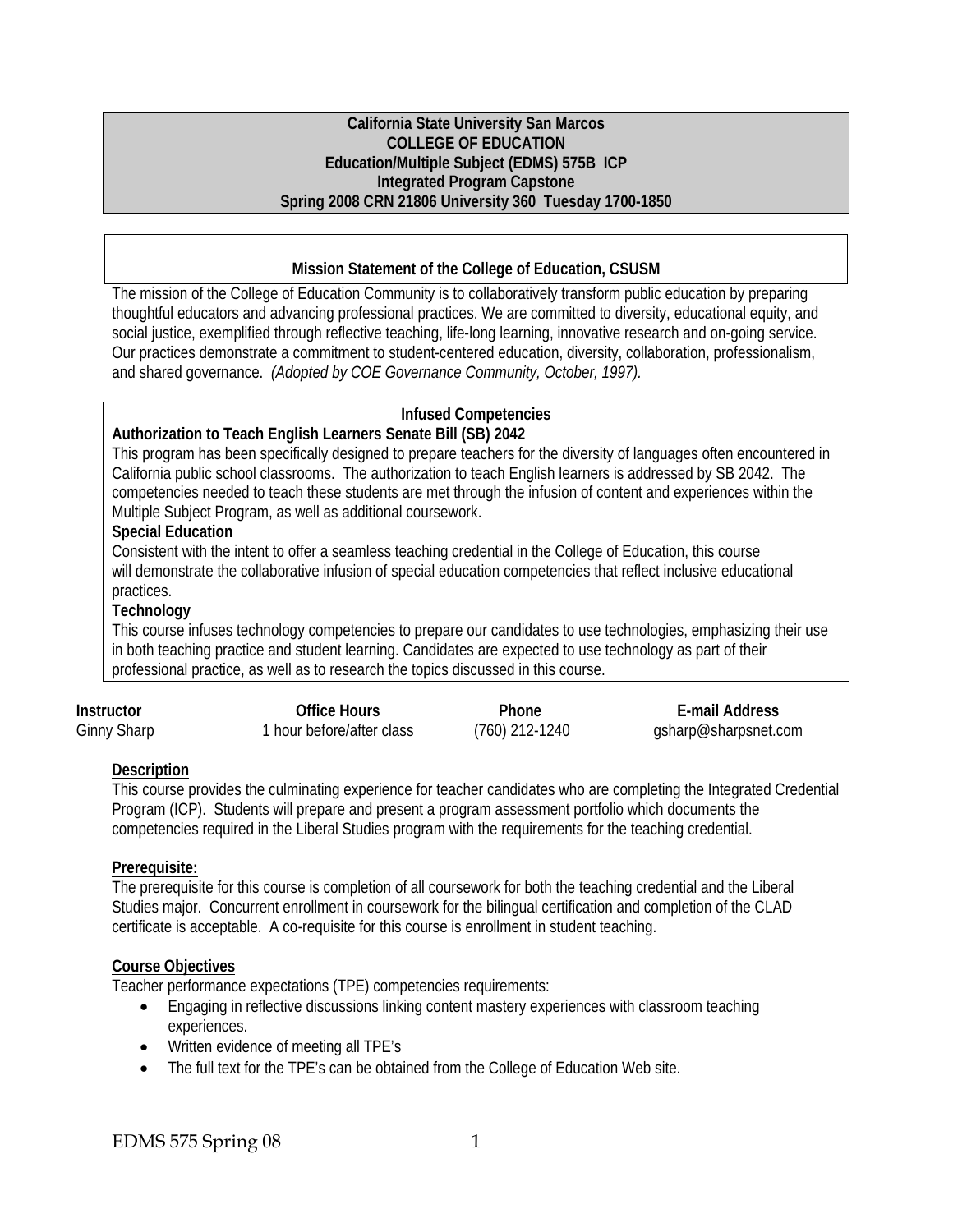**California State University San Marcos**
**COLLEGE OF EDUCATION**
**Education/Multiple Subject (EDMS) 575B ICP**
**Integrated Program Capstone**
**Spring 2008 CRN 21806 University 360 Tuesday 1700-1850**

### Mission Statement of the College of Education, CSUSM

The mission of the College of Education Community is to collaboratively transform public education by preparing thoughtful educators and advancing professional practices. We are committed to diversity, educational equity, and social justice, exemplified through reflective teaching, life-long learning, innovative research and on-going service. Our practices demonstrate a commitment to student-centered education, diversity, collaboration, professionalism, and shared governance. *(Adopted by COE Governance Community, October, 1997).*

### Infused Competencies

**Authorization to Teach English Learners Senate Bill (SB) 2042**

This program has been specifically designed to prepare teachers for the diversity of languages often encountered in California public school classrooms. The authorization to teach English learners is addressed by SB 2042. The competencies needed to teach these students are met through the infusion of content and experiences within the Multiple Subject Program, as well as additional coursework.

**Special Education**

Consistent with the intent to offer a seamless teaching credential in the College of Education, this course will demonstrate the collaborative infusion of special education competencies that reflect inclusive educational practices.

**Technology**

This course infuses technology competencies to prepare our candidates to use technologies, emphasizing their use in both teaching practice and student learning. Candidates are expected to use technology as part of their professional practice, as well as to research the topics discussed in this course.

| Instructor | Office Hours | Phone | E-mail Address |
| --- | --- | --- | --- |
| Ginny Sharp | 1 hour before/after class | (760) 212-1240 | gsharp@sharpsnet.com |

**Description**

This course provides the culminating experience for teacher candidates who are completing the Integrated Credential Program (ICP). Students will prepare and present a program assessment portfolio which documents the competencies required in the Liberal Studies program with the requirements for the teaching credential.

**Prerequisite:**

The prerequisite for this course is completion of all coursework for both the teaching credential and the Liberal Studies major. Concurrent enrollment in coursework for the bilingual certification and completion of the CLAD certificate is acceptable. A co-requisite for this course is enrollment in student teaching.

**Course Objectives**

Teacher performance expectations (TPE) competencies requirements:

- Engaging in reflective discussions linking content mastery experiences with classroom teaching experiences.
- Written evidence of meeting all TPE's
- The full text for the TPE's can be obtained from the College of Education Web site.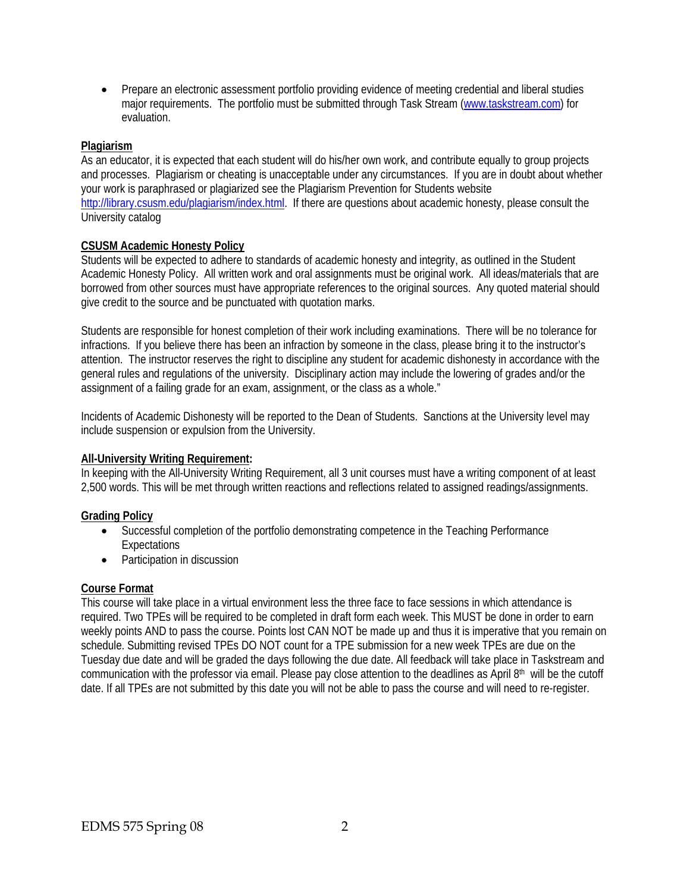- Prepare an electronic assessment portfolio providing evidence of meeting credential and liberal studies major requirements. The portfolio must be submitted through Task Stream (www.taskstream.com) for evaluation.

**Plagiarism**

As an educator, it is expected that each student will do his/her own work, and contribute equally to group projects and processes. Plagiarism or cheating is unacceptable under any circumstances. If you are in doubt about whether your work is paraphrased or plagiarized see the Plagiarism Prevention for Students website http://library.csusm.edu/plagiarism/index.html. If there are questions about academic honesty, please consult the University catalog

**CSUSM Academic Honesty Policy**

Students will be expected to adhere to standards of academic honesty and integrity, as outlined in the Student Academic Honesty Policy. All written work and oral assignments must be original work. All ideas/materials that are borrowed from other sources must have appropriate references to the original sources. Any quoted material should give credit to the source and be punctuated with quotation marks.

Students are responsible for honest completion of their work including examinations. There will be no tolerance for infractions. If you believe there has been an infraction by someone in the class, please bring it to the instructor's attention. The instructor reserves the right to discipline any student for academic dishonesty in accordance with the general rules and regulations of the university. Disciplinary action may include the lowering of grades and/or the assignment of a failing grade for an exam, assignment, or the class as a whole."

Incidents of Academic Dishonesty will be reported to the Dean of Students. Sanctions at the University level may include suspension or expulsion from the University.

**All-University Writing Requirement:**

In keeping with the All-University Writing Requirement, all 3 unit courses must have a writing component of at least 2,500 words. This will be met through written reactions and reflections related to assigned readings/assignments.

**Grading Policy**

- Successful completion of the portfolio demonstrating competence in the Teaching Performance Expectations
- Participation in discussion

**Course Format**

This course will take place in a virtual environment less the three face to face sessions in which attendance is required. Two TPEs will be required to be completed in draft form each week. This MUST be done in order to earn weekly points AND to pass the course. Points lost CAN NOT be made up and thus it is imperative that you remain on schedule. Submitting revised TPEs DO NOT count for a TPE submission for a new week TPEs are due on the Tuesday due date and will be graded the days following the due date. All feedback will take place in Taskstream and communication with the professor via email. Please pay close attention to the deadlines as April 8th will be the cutoff date. If all TPEs are not submitted by this date you will not be able to pass the course and will need to re-register.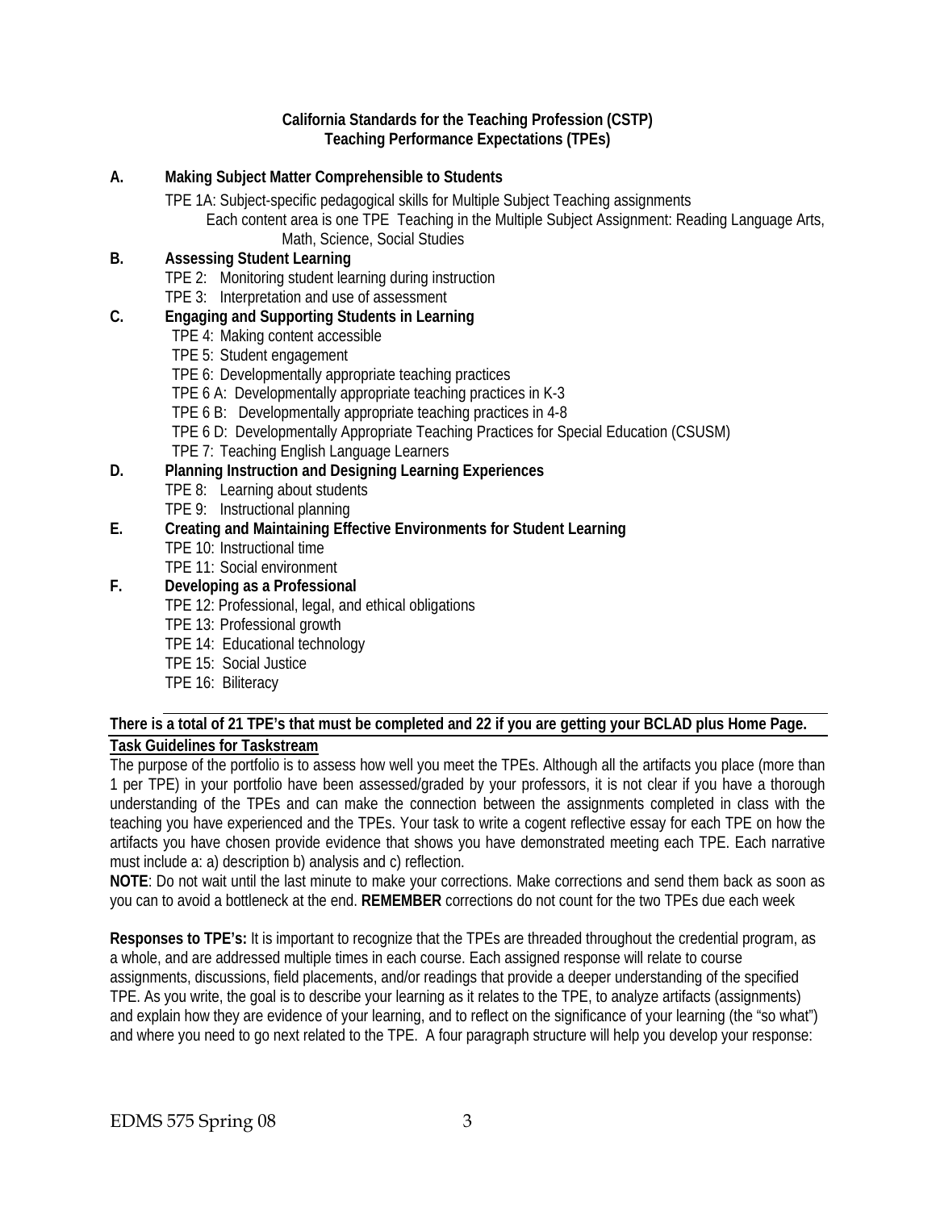**California Standards for the Teaching Profession (CSTP)**
**Teaching Performance Expectations (TPEs)**

**A. Making Subject Matter Comprehensible to Students**

TPE 1A: Subject-specific pedagogical skills for Multiple Subject Teaching assignments
Each content area is one TPE Teaching in the Multiple Subject Assignment: Reading Language Arts, Math, Science, Social Studies

**B. Assessing Student Learning**

TPE 2: Monitoring student learning during instruction
TPE 3: Interpretation and use of assessment

**C. Engaging and Supporting Students in Learning**

TPE 4: Making content accessible
TPE 5: Student engagement
TPE 6: Developmentally appropriate teaching practices
TPE 6 A: Developmentally appropriate teaching practices in K-3
TPE 6 B: Developmentally appropriate teaching practices in 4-8
TPE 6 D: Developmentally Appropriate Teaching Practices for Special Education (CSUSM)
TPE 7: Teaching English Language Learners

**D. Planning Instruction and Designing Learning Experiences**

TPE 8: Learning about students
TPE 9: Instructional planning

**E. Creating and Maintaining Effective Environments for Student Learning**

TPE 10: Instructional time
TPE 11: Social environment

**F. Developing as a Professional**

TPE 12: Professional, legal, and ethical obligations
TPE 13: Professional growth
TPE 14: Educational technology
TPE 15: Social Justice
TPE 16: Biliteracy

**There is a total of 21 TPE's that must be completed and 22 if you are getting your BCLAD plus Home Page.**

**Task Guidelines for Taskstream**

The purpose of the portfolio is to assess how well you meet the TPEs. Although all the artifacts you place (more than 1 per TPE) in your portfolio have been assessed/graded by your professors, it is not clear if you have a thorough understanding of the TPEs and can make the connection between the assignments completed in class with the teaching you have experienced and the TPEs. Your task to write a cogent reflective essay for each TPE on how the artifacts you have chosen provide evidence that shows you have demonstrated meeting each TPE. Each narrative must include a: a) description b) analysis and c) reflection.

**NOTE**: Do not wait until the last minute to make your corrections. Make corrections and send them back as soon as you can to avoid a bottleneck at the end. **REMEMBER** corrections do not count for the two TPEs due each week

**Responses to TPE's:** It is important to recognize that the TPEs are threaded throughout the credential program, as a whole, and are addressed multiple times in each course. Each assigned response will relate to course assignments, discussions, field placements, and/or readings that provide a deeper understanding of the specified TPE. As you write, the goal is to describe your learning as it relates to the TPE, to analyze artifacts (assignments) and explain how they are evidence of your learning, and to reflect on the significance of your learning (the "so what") and where you need to go next related to the TPE. A four paragraph structure will help you develop your response: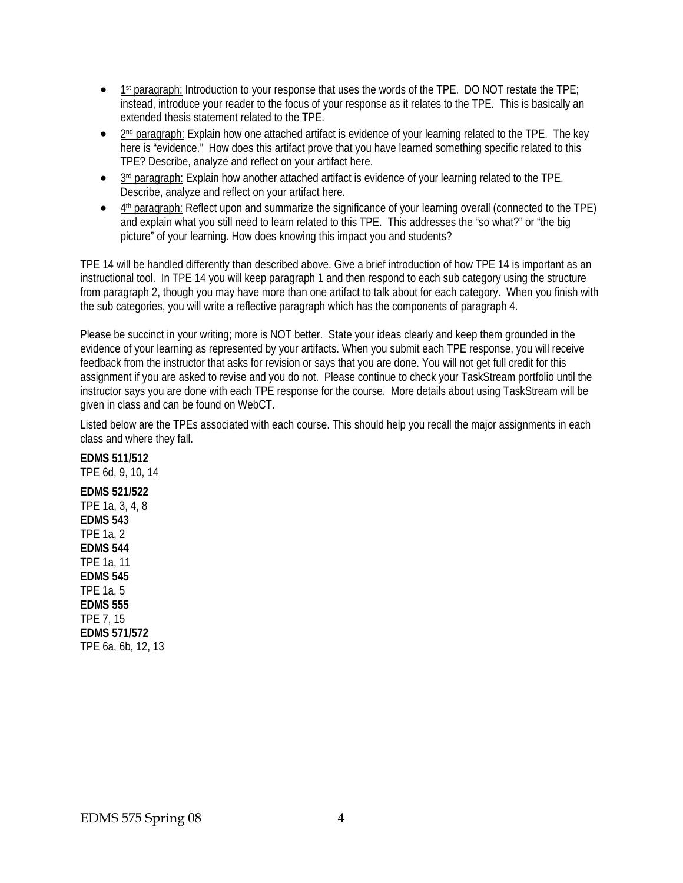- 1st paragraph: Introduction to your response that uses the words of the TPE. DO NOT restate the TPE; instead, introduce your reader to the focus of your response as it relates to the TPE. This is basically an extended thesis statement related to the TPE.
- 2nd paragraph: Explain how one attached artifact is evidence of your learning related to the TPE. The key here is "evidence." How does this artifact prove that you have learned something specific related to this TPE? Describe, analyze and reflect on your artifact here.
- 3rd paragraph: Explain how another attached artifact is evidence of your learning related to the TPE. Describe, analyze and reflect on your artifact here.
- 4th paragraph: Reflect upon and summarize the significance of your learning overall (connected to the TPE) and explain what you still need to learn related to this TPE. This addresses the "so what?" or "the big picture" of your learning. How does knowing this impact you and students?

TPE 14 will be handled differently than described above. Give a brief introduction of how TPE 14 is important as an instructional tool. In TPE 14 you will keep paragraph 1 and then respond to each sub category using the structure from paragraph 2, though you may have more than one artifact to talk about for each category. When you finish with the sub categories, you will write a reflective paragraph which has the components of paragraph 4.

Please be succinct in your writing; more is NOT better. State your ideas clearly and keep them grounded in the evidence of your learning as represented by your artifacts. When you submit each TPE response, you will receive feedback from the instructor that asks for revision or says that you are done. You will not get full credit for this assignment if you are asked to revise and you do not. Please continue to check your TaskStream portfolio until the instructor says you are done with each TPE response for the course. More details about using TaskStream will be given in class and can be found on WebCT.

Listed below are the TPEs associated with each course. This should help you recall the major assignments in each class and where they fall.

**EDMS 511/512**
TPE 6d, 9, 10, 14

**EDMS 521/522**
TPE 1a, 3, 4, 8

**EDMS 543**
TPE 1a, 2

**EDMS 544**
TPE 1a, 11

**EDMS 545**
TPE 1a, 5

**EDMS 555**
TPE 7, 15

**EDMS 571/572**
TPE 6a, 6b, 12, 13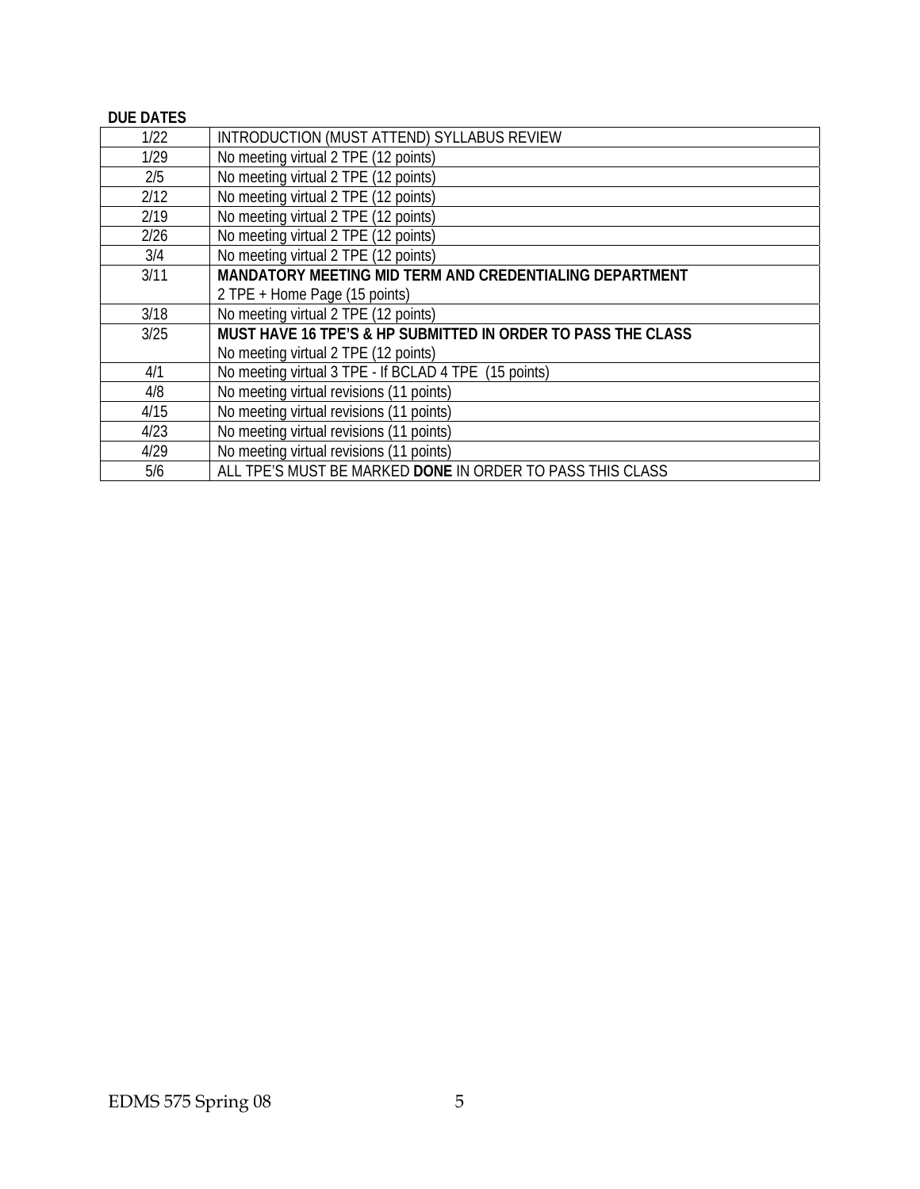**DUE DATES**

| | |
|---|---|
| 1/22 | INTRODUCTION (MUST ATTEND) SYLLABUS REVIEW |
| 1/29 | No meeting virtual 2 TPE (12 points) |
| 2/5 | No meeting virtual 2 TPE (12 points) |
| 2/12 | No meeting virtual 2 TPE (12 points) |
| 2/19 | No meeting virtual 2 TPE (12 points) |
| 2/26 | No meeting virtual 2 TPE (12 points) |
| 3/4 | No meeting virtual 2 TPE (12 points) |
| 3/11 | **MANDATORY MEETING MID TERM AND CREDENTIALING DEPARTMENT** 2 TPE + Home Page (15 points) |
| 3/18 | No meeting virtual 2 TPE (12 points) |
| 3/25 | **MUST HAVE 16 TPE'S & HP SUBMITTED IN ORDER TO PASS THE CLASS** No meeting virtual 2 TPE (12 points) |
| 4/1 | No meeting virtual 3 TPE - If BCLAD 4 TPE (15 points) |
| 4/8 | No meeting virtual revisions (11 points) |
| 4/15 | No meeting virtual revisions (11 points) |
| 4/23 | No meeting virtual revisions (11 points) |
| 4/29 | No meeting virtual revisions (11 points) |
| 5/6 | ALL TPE'S MUST BE MARKED **DONE** IN ORDER TO PASS THIS CLASS |